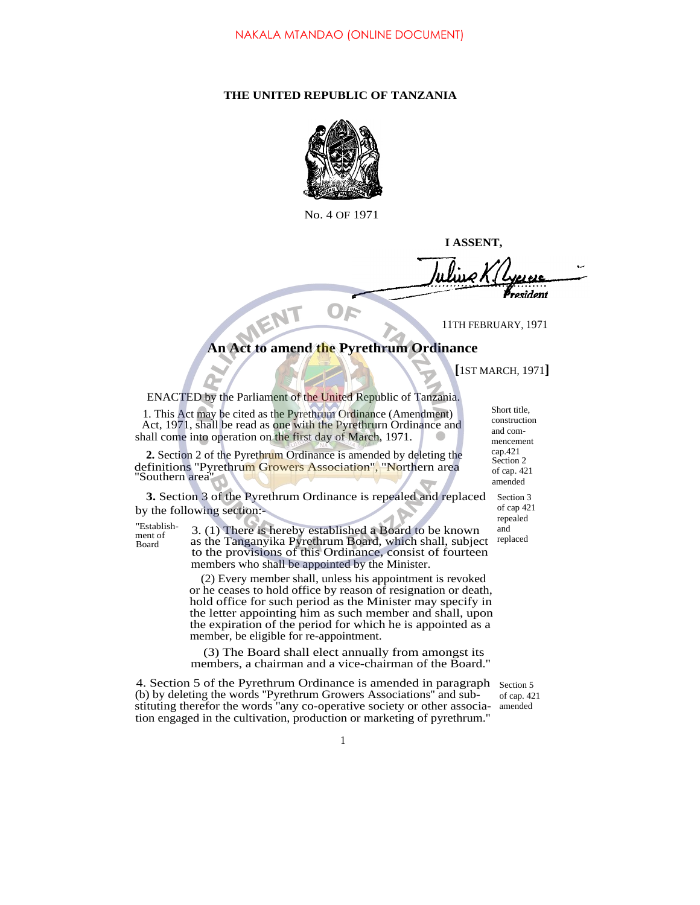NAKALA MTANDAO (ONLINE DOCUMENT)

**THE UNITED REPUBLIC OF TANZANIA**

No. 4 OF 1971

**I ASSENT,**

*President*

11TH FEBRUARY, 1971

## An Act to amend the Pyrethrum Ordinance

**[**1ST MARCH, 1971**]**

ENACTED by the Parliament of the United Republic of Tanzania.

Short title, construction and commencement cap.421

1. This Act may be cited as the Pyrethrum Ordinance (Amendment) Act, 1971, shall be read as one with the Pyrethrurn Ordinance and shall come into operation on the first day of March, 1971.

Section 2 of cap. 421 amended

**2.** Section 2 of the Pyrethrum Ordinance is amended by deleting the definitions "Pyrethrum Growers Association", "Northern area "Southern area".

Section 3 of cap 421 repealed and replaced

**3.** Section 3 of the Pyrethrum Ordinance is repealed and replaced by the following section:-

"Establishment of Board

3. (1) There is hereby established a Board to be known as the Tanganyika Pyrethrum Board, which shall, subject to the provisions of this Ordinance, consist of fourteen members who shall be appointed by the Minister.

(2) Every member shall, unless his appointment is revoked or he ceases to hold office by reason of resignation or death, hold office for such period as the Minister may specify in the letter appointing him as such member and shall, upon the expiration of the period for which he is appointed as a member, be eligible for re-appointment.

(3) The Board shall elect annually from amongst its members, a chairman and a vice-chairman of the Board."

Section 5 of cap. 421 amended

4. Section 5 of the Pyrethrum Ordinance is amended in paragraph (b) by deleting the words "Pyrethrum Growers Associations" and substituting therefor the words "any co-operative society or other association engaged in the cultivation, production or marketing of pyrethrum."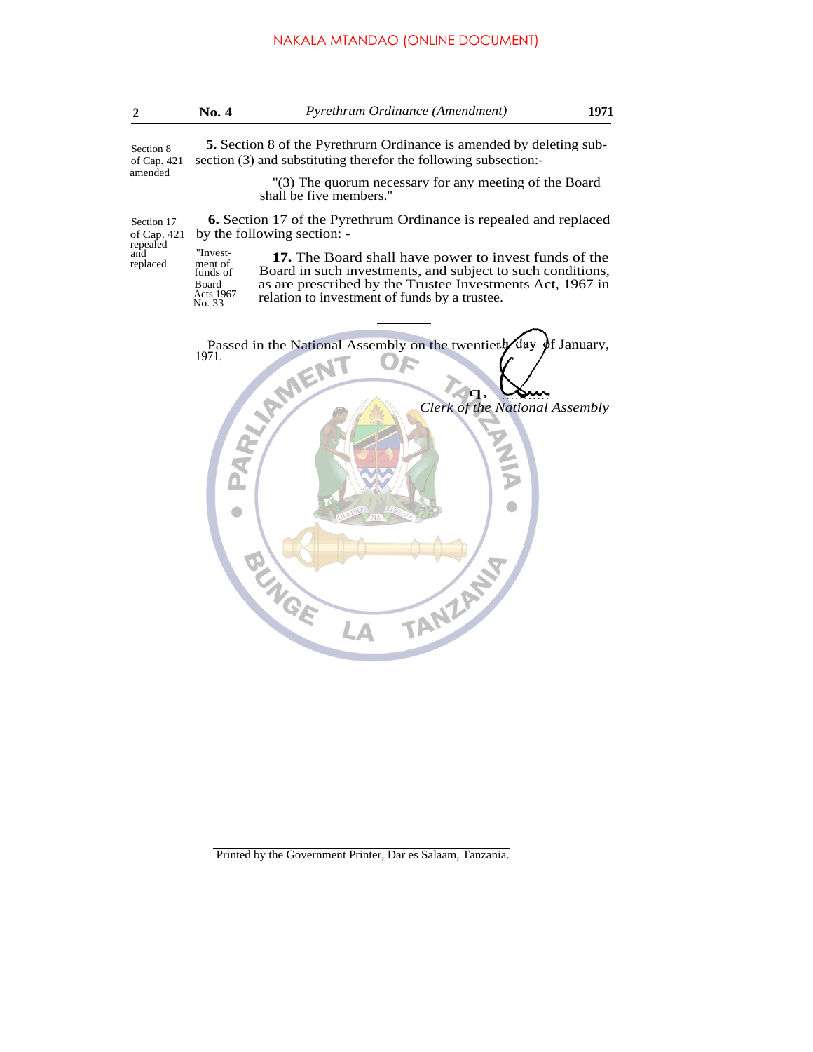Section 8 of Cap. 421 amended

**5.** Section 8 of the Pyrethrurn Ordinance is amended by deleting subsection (3) and substituting therefor the following subsection:-

"(3) The quorum necessary for any meeting of the Board shall be five members."

Section 17 of Cap. 421 repealed and replaced

**6.** Section 17 of the Pyrethrum Ordinance is repealed and replaced by the following section: -

"Investment of funds of Board Acts 1967 No. 33

**17.** The Board shall have power to invest funds of the Board in such investments, and subject to such conditions, as are prescribed by the Trustee Investments Act, 1967 in relation to investment of funds by a trustee.

---

Passed in the National Assembly on the twentieth day of January, 1971.

*Clerk of the National Assembly*

Printed by the Government Printer, Dar es Salaam, Tanzania.